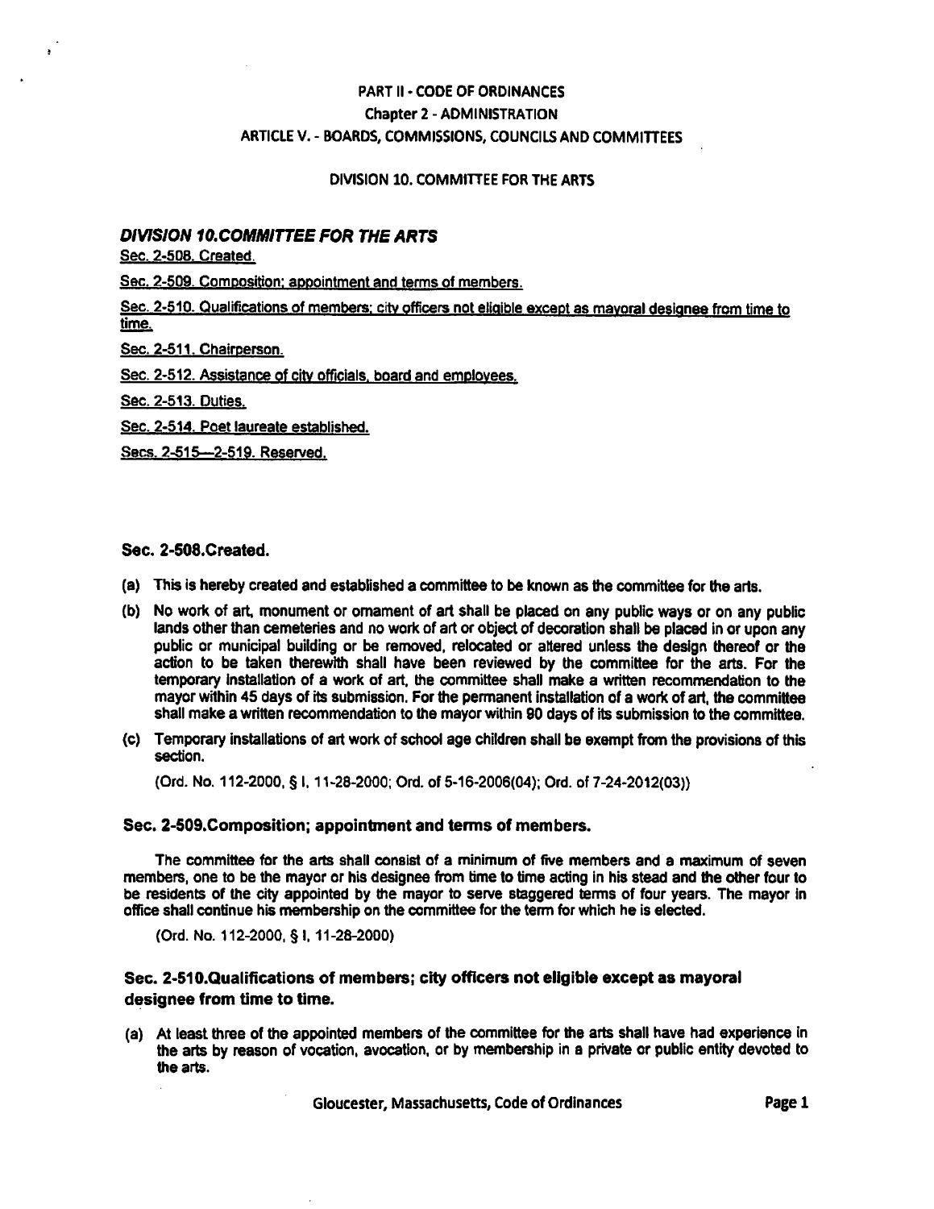PART II - CODE OF ORDINANCES

Chapter 2 - ADMINISTRATION

ARTICLE V. - BOARDS, COMMISSIONS, COUNCILS AND COMMITTEES

DIVISION 10. COMMITTEE FOR THE ARTS

## DIVISION 10.COMMITTEE FOR THE ARTS

Sec. 2-508. Created.

Sec. 2-509. Composition; appointment and terms of members.

Sec. 2-510. Qualifications of members; city officers not eligible except as mayoral designee from time to time.

Sec. 2-511. Chairperson.

Sec. 2-512. Assistance of city officials, board and employees.

Sec. 2-513. Duties.

Sec. 2-514. Poet laureate established.

Secs. 2-515—2-519. Reserved.

### Sec. 2-508.Created.

(a) This is hereby created and established a committee to be known as the committee for the arts.

(b) No work of art, monument or ornament of art shall be placed on any public ways or on any public lands other than cemeteries and no work of art or object of decoration shall be placed in or upon any public or municipal building or be removed, relocated or altered unless the design thereof or the action to be taken therewith shall have been reviewed by the committee for the arts. For the temporary installation of a work of art, the committee shall make a written recommendation to the mayor within 45 days of its submission. For the permanent installation of a work of art, the committee shall make a written recommendation to the mayor within 90 days of its submission to the committee.

(c) Temporary installations of art work of school age children shall be exempt from the provisions of this section.

(Ord. No. 112-2000, § I, 11-28-2000; Ord. of 5-16-2006(04); Ord. of 7-24-2012(03))

### Sec. 2-509.Composition; appointment and terms of members.

The committee for the arts shall consist of a minimum of five members and a maximum of seven members, one to be the mayor or his designee from time to time acting in his stead and the other four to be residents of the city appointed by the mayor to serve staggered terms of four years. The mayor in office shall continue his membership on the committee for the term for which he is elected.

(Ord. No. 112-2000, § I, 11-28-2000)

### Sec. 2-510.Qualifications of members; city officers not eligible except as mayoral designee from time to time.

(a) At least three of the appointed members of the committee for the arts shall have had experience in the arts by reason of vocation, avocation, or by membership in a private or public entity devoted to the arts.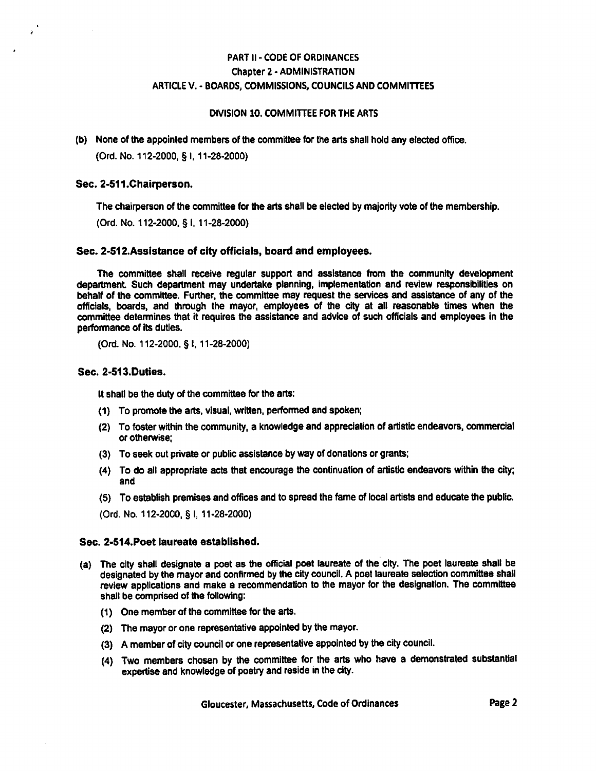PART II - CODE OF ORDINANCES
Chapter 2 - ADMINISTRATION
ARTICLE V. - BOARDS, COMMISSIONS, COUNCILS AND COMMITTEES

DIVISION 10. COMMITTEE FOR THE ARTS

(b) None of the appointed members of the committee for the arts shall hold any elected office.

(Ord. No. 112-2000, § I, 11-28-2000)

### Sec. 2-511.Chairperson.

The chairperson of the committee for the arts shall be elected by majority vote of the membership.

(Ord. No. 112-2000, § I, 11-28-2000)

### Sec. 2-512.Assistance of city officials, board and employees.

The committee shall receive regular support and assistance from the community development department. Such department may undertake planning, implementation and review responsibilities on behalf of the committee. Further, the committee may request the services and assistance of any of the officials, boards, and through the mayor, employees of the city at all reasonable times when the committee determines that it requires the assistance and advice of such officials and employees in the performance of its duties.

(Ord. No. 112-2000, § I, 11-28-2000)

### Sec. 2-513.Duties.

It shall be the duty of the committee for the arts:

(1) To promote the arts, visual, written, performed and spoken;

(2) To foster within the community, a knowledge and appreciation of artistic endeavors, commercial or otherwise;

(3) To seek out private or public assistance by way of donations or grants;

(4) To do all appropriate acts that encourage the continuation of artistic endeavors within the city; and

(5) To establish premises and offices and to spread the fame of local artists and educate the public.

(Ord. No. 112-2000, § I, 11-28-2000)

### Sec. 2-514.Poet laureate established.

(a) The city shall designate a poet as the official poet laureate of the city. The poet laureate shall be designated by the mayor and confirmed by the city council. A poet laureate selection committee shall review applications and make a recommendation to the mayor for the designation. The committee shall be comprised of the following:

(1) One member of the committee for the arts.

(2) The mayor or one representative appointed by the mayor.

(3) A member of city council or one representative appointed by the city council.

(4) Two members chosen by the committee for the arts who have a demonstrated substantial expertise and knowledge of poetry and reside in the city.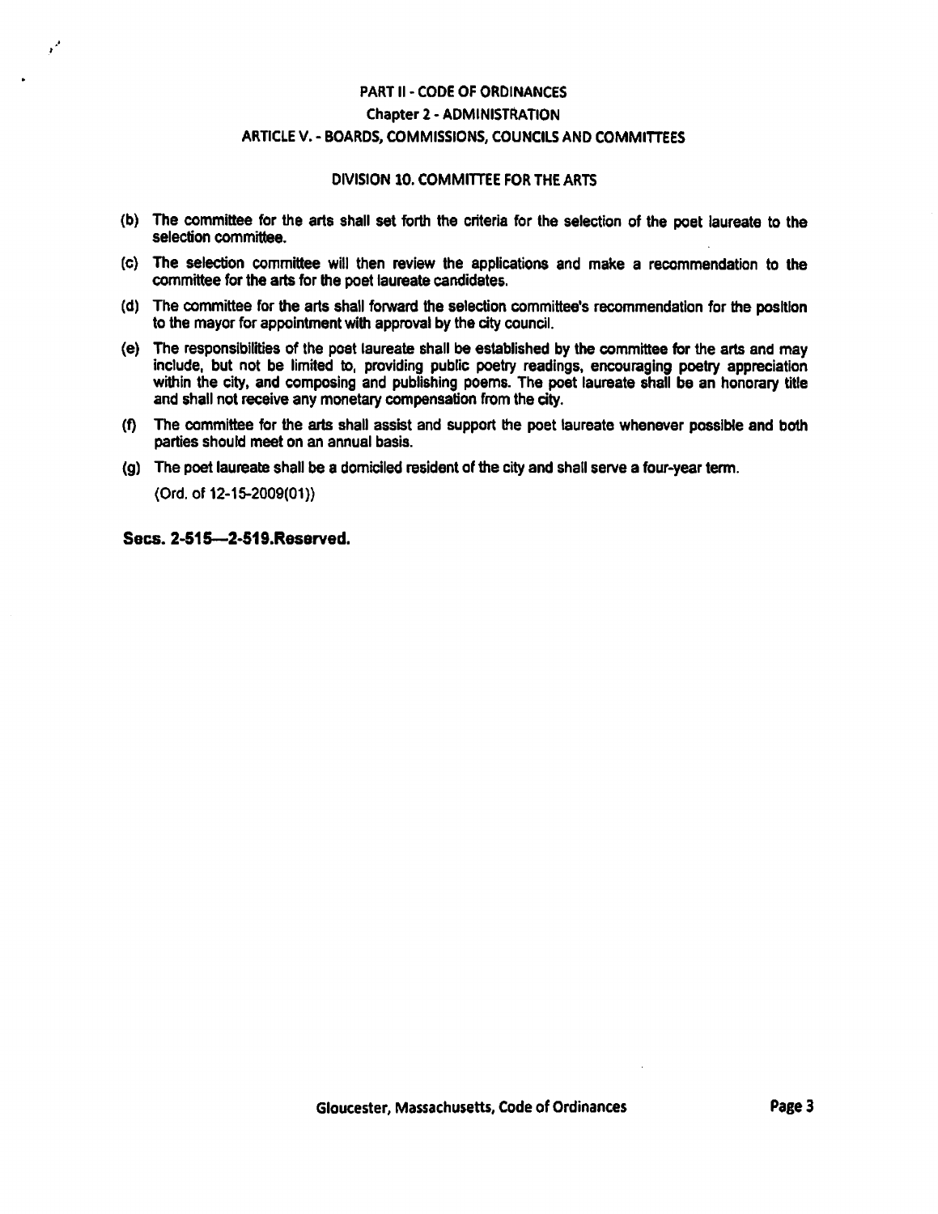PART II - CODE OF ORDINANCES

Chapter 2 - ADMINISTRATION

ARTICLE V. - BOARDS, COMMISSIONS, COUNCILS AND COMMITTEES

DIVISION 10. COMMITTEE FOR THE ARTS

(b) The committee for the arts shall set forth the criteria for the selection of the poet laureate to the selection committee.

(c) The selection committee will then review the applications and make a recommendation to the committee for the arts for the poet laureate candidates.

(d) The committee for the arts shall forward the selection committee's recommendation for the position to the mayor for appointment with approval by the city council.

(e) The responsibilities of the poet laureate shall be established by the committee for the arts and may include, but not be limited to, providing public poetry readings, encouraging poetry appreciation within the city, and composing and publishing poems. The poet laureate shall be an honorary title and shall not receive any monetary compensation from the city.

(f) The committee for the arts shall assist and support the poet laureate whenever possible and both parties should meet on an annual basis.

(g) The poet laureate shall be a domiciled resident of the city and shall serve a four-year term.

(Ord. of 12-15-2009(01))

**Secs. 2-515—2-519.Reserved.**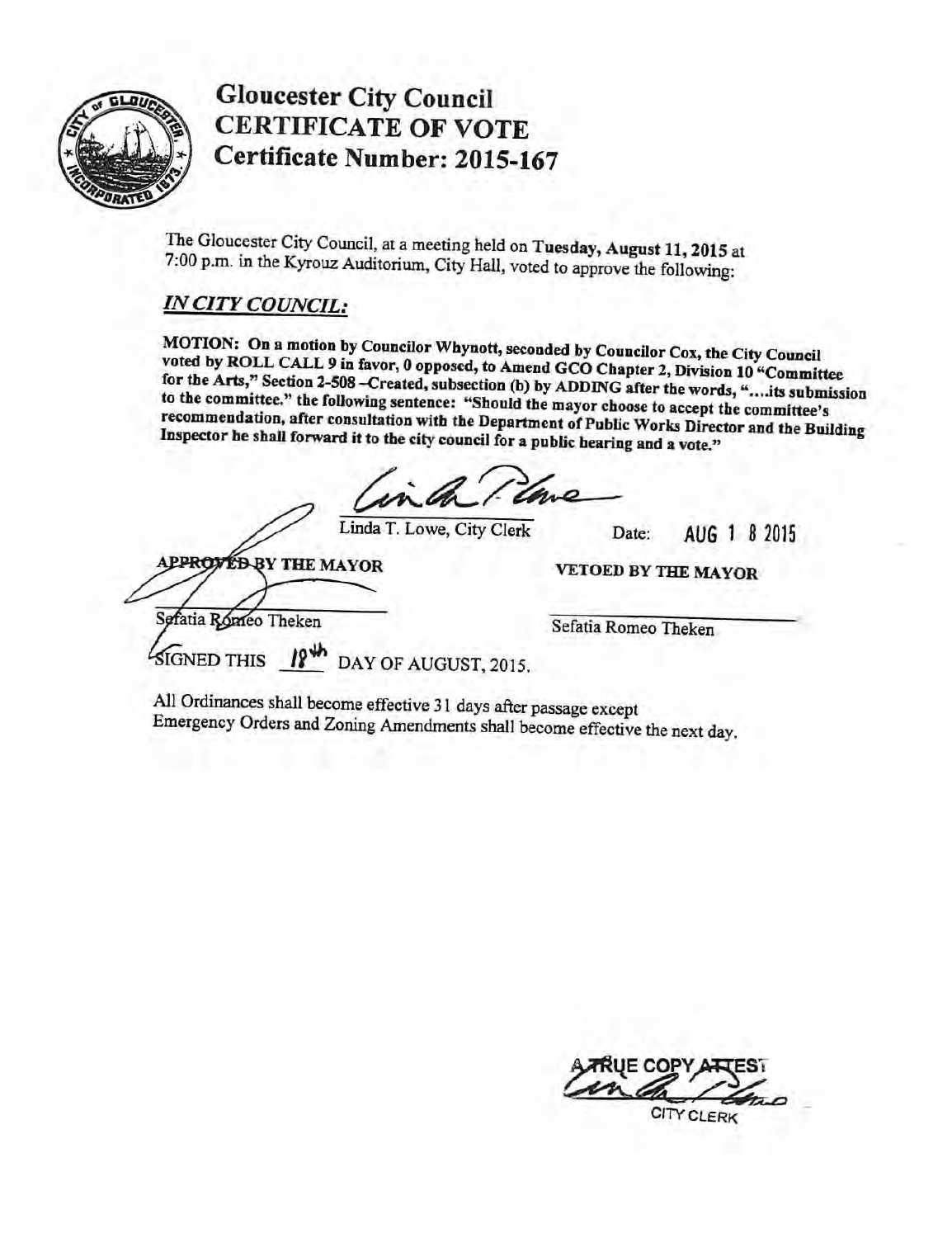# Gloucester City Council
## CERTIFICATE OF VOTE
## Certificate Number: 2015-167

The Gloucester City Council, at a meeting held on **Tuesday, August 11, 2015** at 7:00 p.m. in the Kyrouz Auditorium, City Hall, voted to approve the following:

***IN CITY COUNCIL:***

**MOTION: On a motion by Councilor Whynott, seconded by Councilor Cox, the City Council voted by ROLL CALL 9 in favor, 0 opposed, to Amend GCO Chapter 2, Division 10 "Committee for the Arts," Section 2-508 –Created, subsection (b) by ADDING after the words, "….its submission to the committee." the following sentence: "Should the mayor choose to accept the committee's recommendation, after consultation with the Department of Public Works Director and the Building Inspector he shall forward it to the city council for a public hearing and a vote."**

Linda T. Lowe, City Clerk

Date: AUG 1 8 2015

**APPROVED BY THE MAYOR**

Sefatia Romeo Theken

**VETOED BY THE MAYOR**

Sefatia Romeo Theken

SIGNED THIS 18th DAY OF AUGUST, 2015.

All Ordinances shall become effective 31 days after passage except Emergency Orders and Zoning Amendments shall become effective the next day.

A TRUE COPY ATTEST

CITY CLERK